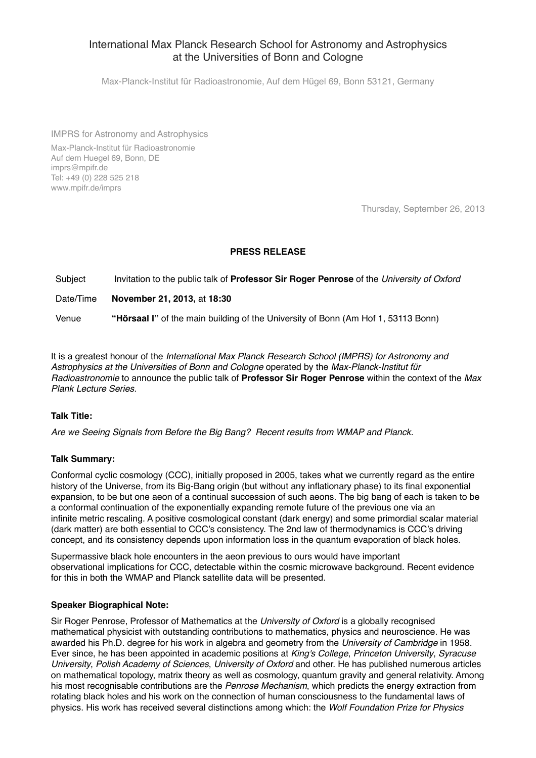# International Max Planck Research School for Astronomy and Astrophysics at the Universities of Bonn and Cologne

Max-Planck-Institut für Radioastronomie, Auf dem Hügel 69, Bonn 53121, Germany

IMPRS for Astronomy and Astrophysics
Max-Planck-Institut für Radioastronomie
Auf dem Huegel 69, Bonn, DE
imprs@mpifr.de
Tel: +49 (0) 228 525 218
www.mpifr.de/imprs

Thursday, September 26, 2013

**PRESS RELEASE**

| | |
|---|---|
| Subject | Invitation to the public talk of **Professor Sir Roger Penrose** of the *University of Oxford* |
| Date/Time | **November 21, 2013,** at **18:30** |
| Venue | **"Hörsaal I"** of the main building of the University of Bonn (Am Hof 1, 53113 Bonn) |

It is a greatest honour of the *International Max Planck Research School (IMPRS) for Astronomy and Astrophysics at the Universities of Bonn and Cologne* operated by the *Max-Planck-Institut für Radioastronomie* to announce the public talk of **Professor Sir Roger Penrose** within the context of the *Max Plank Lecture Series.*

**Talk Title:**

*Are we Seeing Signals from Before the Big Bang? Recent results from WMAP and Planck.*

**Talk Summary:**

Conformal cyclic cosmology (CCC), initially proposed in 2005, takes what we currently regard as the entire history of the Universe, from its Big-Bang origin (but without any inflationary phase) to its final exponential expansion, to be but one aeon of a continual succession of such aeons. The big bang of each is taken to be a conformal continuation of the exponentially expanding remote future of the previous one via an infinite metric rescaling. A positive cosmological constant (dark energy) and some primordial scalar material (dark matter) are both essential to CCC's consistency. The 2nd law of thermodynamics is CCC's driving concept, and its consistency depends upon information loss in the quantum evaporation of black holes.

Supermassive black hole encounters in the aeon previous to ours would have important observational implications for CCC, detectable within the cosmic microwave background. Recent evidence for this in both the WMAP and Planck satellite data will be presented.

**Speaker Biographical Note:**

Sir Roger Penrose, Professor of Mathematics at the *University of Oxford* is a globally recognised mathematical physicist with outstanding contributions to mathematics, physics and neuroscience. He was awarded his Ph.D. degree for his work in algebra and geometry from the *University of Cambridge* in 1958. Ever since, he has been appointed in academic positions at *King's College*, *Princeton University*, *Syracuse University*, *Polish Academy of Sciences*, *University of Oxford* and other. He has published numerous articles on mathematical topology, matrix theory as well as cosmology, quantum gravity and general relativity. Among his most recognisable contributions are the *Penrose Mechanism*, which predicts the energy extraction from rotating black holes and his work on the connection of human consciousness to the fundamental laws of physics. His work has received several distinctions among which: the *Wolf Foundation Prize for Physics*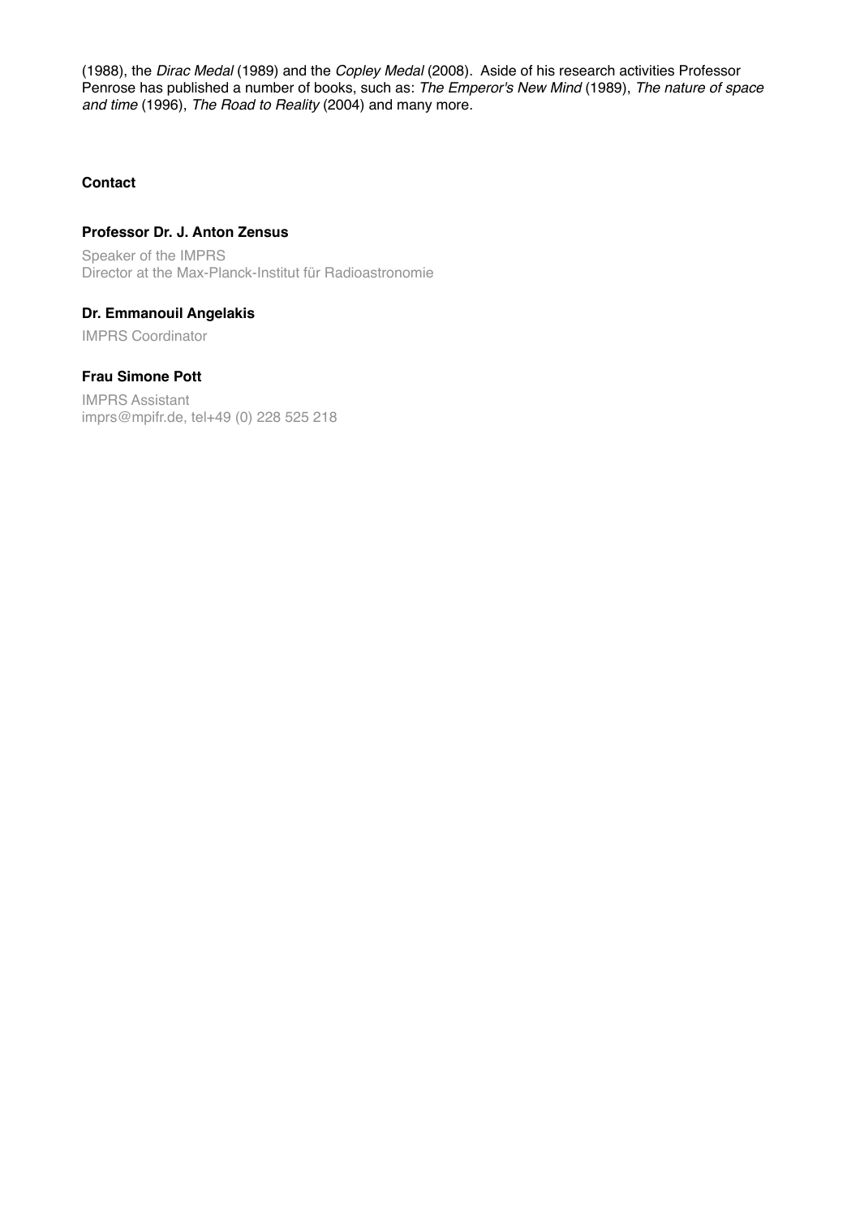(1988), the *Dirac Medal* (1989) and the *Copley Medal* (2008). Aside of his research activities Professor Penrose has published a number of books, such as: *The Emperor's New Mind* (1989), *The nature of space and time* (1996), *The Road to Reality* (2004) and many more.

**Contact**

**Professor Dr. J. Anton Zensus**

Speaker of the IMPRS
Director at the Max-Planck-Institut für Radioastronomie

**Dr. Emmanouil Angelakis**

IMPRS Coordinator

**Frau Simone Pott**

IMPRS Assistant
imprs@mpifr.de, tel+49 (0) 228 525 218